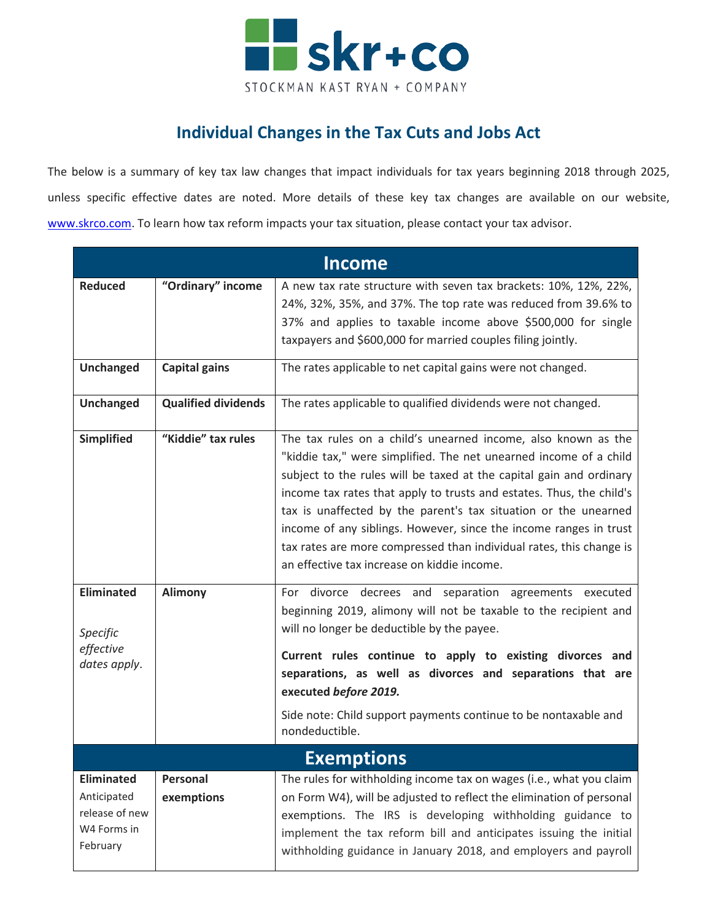skr+co

STOCKMAN KAST RYAN + COMPANY

# Individual Changes in the Tax Cuts and Jobs Act

The below is a summary of key tax law changes that impact individuals for tax years beginning 2018 through 2025, unless specific effective dates are noted. More details of these key tax changes are available on our website, www.skrco.com. To learn how tax reform impacts your tax situation, please contact your tax advisor.

| Income | | |
|---|---|---|
| **Reduced** | **"Ordinary" income** | A new tax rate structure with seven tax brackets: 10%, 12%, 22%, 24%, 32%, 35%, and 37%. The top rate was reduced from 39.6% to 37% and applies to taxable income above $500,000 for single taxpayers and $600,000 for married couples filing jointly. |
| **Unchanged** | **Capital gains** | The rates applicable to net capital gains were not changed. |
| **Unchanged** | **Qualified dividends** | The rates applicable to qualified dividends were not changed. |
| **Simplified** | **"Kiddie" tax rules** | The tax rules on a child's unearned income, also known as the "kiddie tax," were simplified. The net unearned income of a child subject to the rules will be taxed at the capital gain and ordinary income tax rates that apply to trusts and estates. Thus, the child's tax is unaffected by the parent's tax situation or the unearned income of any siblings. However, since the income ranges in trust tax rates are more compressed than individual rates, this change is an effective tax increase on kiddie income. |
| **Eliminated** *Specific effective dates apply.* | **Alimony** | For divorce decrees and separation agreements executed beginning 2019, alimony will not be taxable to the recipient and will no longer be deductible by the payee. **Current rules continue to apply to existing divorces and separations, as well as divorces and separations that are executed *before 2019.*** Side note: Child support payments continue to be nontaxable and nondeductible. |

| Exemptions | | |
|---|---|---|
| **Eliminated** Anticipated release of new W4 Forms in February | **Personal exemptions** | The rules for withholding income tax on wages (i.e., what you claim on Form W4), will be adjusted to reflect the elimination of personal exemptions. The IRS is developing withholding guidance to implement the tax reform bill and anticipates issuing the initial withholding guidance in January 2018, and employers and payroll |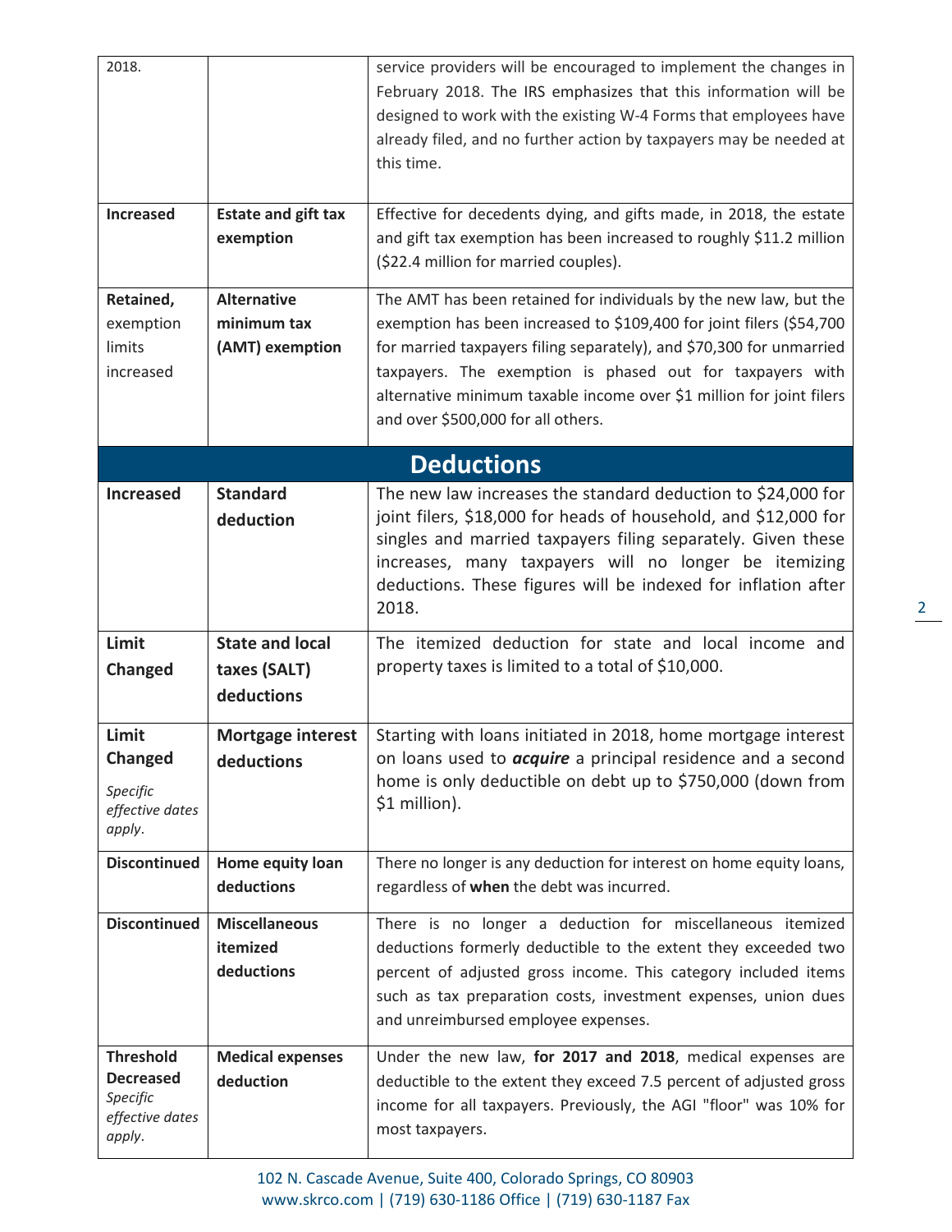| | | |
|---|---|---|
| 2018. | | service providers will be encouraged to implement the changes in February 2018. The IRS emphasizes that this information will be designed to work with the existing W-4 Forms that employees have already filed, and no further action by taxpayers may be needed at this time. |
| **Increased** | **Estate and gift tax exemption** | Effective for decedents dying, and gifts made, in 2018, the estate and gift tax exemption has been increased to roughly \$11.2 million (\$22.4 million for married couples). |
| **Retained,** exemption limits increased | **Alternative minimum tax (AMT) exemption** | The AMT has been retained for individuals by the new law, but the exemption has been increased to \$109,400 for joint filers (\$54,700 for married taxpayers filing separately), and \$70,300 for unmarried taxpayers. The exemption is phased out for taxpayers with alternative minimum taxable income over \$1 million for joint filers and over \$500,000 for all others. |
| **Deductions** | | |
| **Increased** | **Standard deduction** | The new law increases the standard deduction to \$24,000 for joint filers, \$18,000 for heads of household, and \$12,000 for singles and married taxpayers filing separately. Given these increases, many taxpayers will no longer be itemizing deductions. These figures will be indexed for inflation after 2018. |
| **Limit Changed** | **State and local taxes (SALT) deductions** | The itemized deduction for state and local income and property taxes is limited to a total of \$10,000. |
| **Limit Changed** *Specific effective dates apply.* | **Mortgage interest deductions** | Starting with loans initiated in 2018, home mortgage interest on loans used to ***acquire*** a principal residence and a second home is only deductible on debt up to \$750,000 (down from \$1 million). |
| **Discontinued** | **Home equity loan deductions** | There no longer is any deduction for interest on home equity loans, regardless of **when** the debt was incurred. |
| **Discontinued** | **Miscellaneous itemized deductions** | There is no longer a deduction for miscellaneous itemized deductions formerly deductible to the extent they exceeded two percent of adjusted gross income. This category included items such as tax preparation costs, investment expenses, union dues and unreimbursed employee expenses. |
| **Threshold Decreased** *Specific effective dates apply.* | **Medical expenses deduction** | Under the new law, **for 2017 and 2018**, medical expenses are deductible to the extent they exceed 7.5 percent of adjusted gross income for all taxpayers. Previously, the AGI "floor" was 10% for most taxpayers. |

102 N. Cascade Avenue, Suite 400, Colorado Springs, CO 80903
www.skrco.com | (719) 630-1186 Office | (719) 630-1187 Fax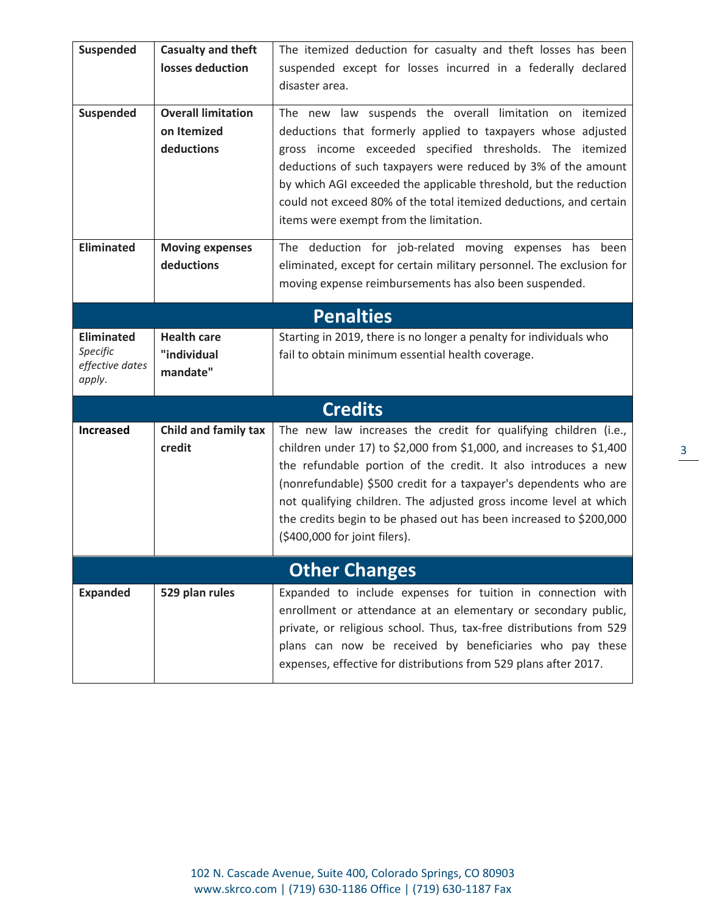| | | |
|---|---|---|
| **Suspended** | **Casualty and theft losses deduction** | The itemized deduction for casualty and theft losses has been suspended except for losses incurred in a federally declared disaster area. |
| **Suspended** | **Overall limitation on Itemized deductions** | The new law suspends the overall limitation on itemized deductions that formerly applied to taxpayers whose adjusted gross income exceeded specified thresholds. The itemized deductions of such taxpayers were reduced by 3% of the amount by which AGI exceeded the applicable threshold, but the reduction could not exceed 80% of the total itemized deductions, and certain items were exempt from the limitation. |
| **Eliminated** | **Moving expenses deductions** | The deduction for job-related moving expenses has been eliminated, except for certain military personnel. The exclusion for moving expense reimbursements has also been suspended. |
| | **Penalties** | |
| **Eliminated** *Specific effective dates apply.* | **Health care "individual mandate"** | Starting in 2019, there is no longer a penalty for individuals who fail to obtain minimum essential health coverage. |
| | **Credits** | |
| **Increased** | **Child and family tax credit** | The new law increases the credit for qualifying children (i.e., children under 17) to $2,000 from $1,000, and increases to $1,400 the refundable portion of the credit. It also introduces a new (nonrefundable) $500 credit for a taxpayer's dependents who are not qualifying children. The adjusted gross income level at which the credits begin to be phased out has been increased to $200,000 ($400,000 for joint filers). |
| | **Other Changes** | |
| **Expanded** | **529 plan rules** | Expanded to include expenses for tuition in connection with enrollment or attendance at an elementary or secondary public, private, or religious school. Thus, tax-free distributions from 529 plans can now be received by beneficiaries who pay these expenses, effective for distributions from 529 plans after 2017. |

102 N. Cascade Avenue, Suite 400, Colorado Springs, CO 80903
www.skrco.com | (719) 630-1186 Office | (719) 630-1187 Fax